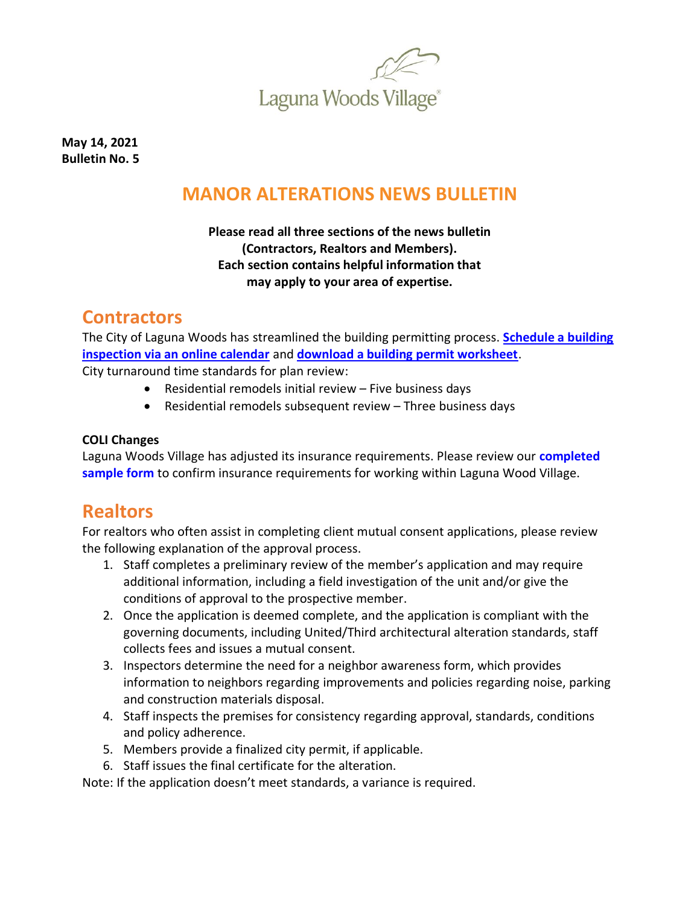Laguna Woods Village®

**May 14, 2021**
**Bulletin No. 5**

# MANOR ALTERATIONS NEWS BULLETIN

**Please read all three sections of the news bulletin (Contractors, Realtors and Members). Each section contains helpful information that may apply to your area of expertise.**

## Contractors

The City of Laguna Woods has streamlined the building permitting process. **Schedule a building inspection via an online calendar** and **download a building permit worksheet**.
City turnaround time standards for plan review:

- Residential remodels initial review – Five business days
- Residential remodels subsequent review – Three business days

### COLI Changes

Laguna Woods Village has adjusted its insurance requirements. Please review our **completed sample form** to confirm insurance requirements for working within Laguna Wood Village.

## Realtors

For realtors who often assist in completing client mutual consent applications, please review the following explanation of the approval process.

1. Staff completes a preliminary review of the member's application and may require additional information, including a field investigation of the unit and/or give the conditions of approval to the prospective member.
2. Once the application is deemed complete, and the application is compliant with the governing documents, including United/Third architectural alteration standards, staff collects fees and issues a mutual consent.
3. Inspectors determine the need for a neighbor awareness form, which provides information to neighbors regarding improvements and policies regarding noise, parking and construction materials disposal.
4. Staff inspects the premises for consistency regarding approval, standards, conditions and policy adherence.
5. Members provide a finalized city permit, if applicable.
6. Staff issues the final certificate for the alteration.

Note: If the application doesn't meet standards, a variance is required.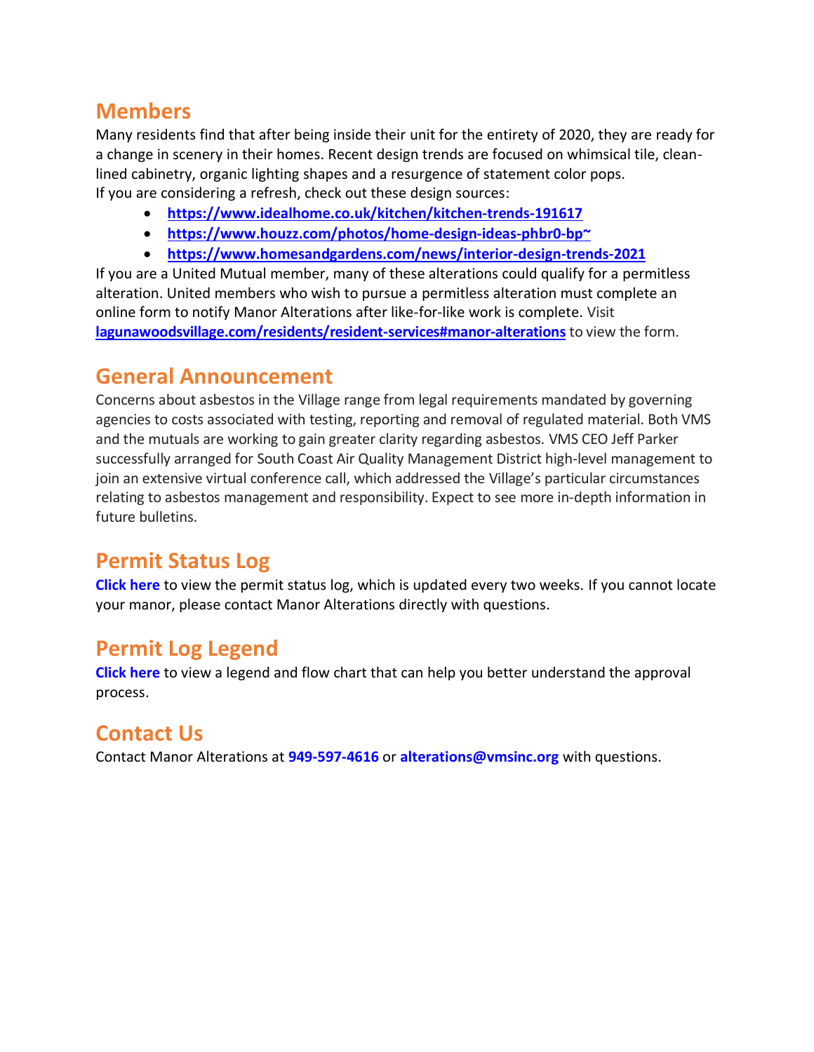## Members

Many residents find that after being inside their unit for the entirety of 2020, they are ready for a change in scenery in their homes. Recent design trends are focused on whimsical tile, clean-lined cabinetry, organic lighting shapes and a resurgence of statement color pops.
If you are considering a refresh, check out these design sources:

- **https://www.idealhome.co.uk/kitchen/kitchen-trends-191617**
- **https://www.houzz.com/photos/home-design-ideas-phbr0-bp~**
- **https://www.homesandgardens.com/news/interior-design-trends-2021**

If you are a United Mutual member, many of these alterations could qualify for a permitless alteration. United members who wish to pursue a permitless alteration must complete an online form to notify Manor Alterations after like-for-like work is complete. Visit **lagunawoodsvillage.com/residents/resident-services#manor-alterations** to view the form.

## General Announcement

Concerns about asbestos in the Village range from legal requirements mandated by governing agencies to costs associated with testing, reporting and removal of regulated material. Both VMS and the mutuals are working to gain greater clarity regarding asbestos. VMS CEO Jeff Parker successfully arranged for South Coast Air Quality Management District high-level management to join an extensive virtual conference call, which addressed the Village's particular circumstances relating to asbestos management and responsibility. Expect to see more in-depth information in future bulletins.

## Permit Status Log

**Click here** to view the permit status log, which is updated every two weeks. If you cannot locate your manor, please contact Manor Alterations directly with questions.

## Permit Log Legend

**Click here** to view a legend and flow chart that can help you better understand the approval process.

## Contact Us

Contact Manor Alterations at **949-597-4616** or **alterations@vmsinc.org** with questions.